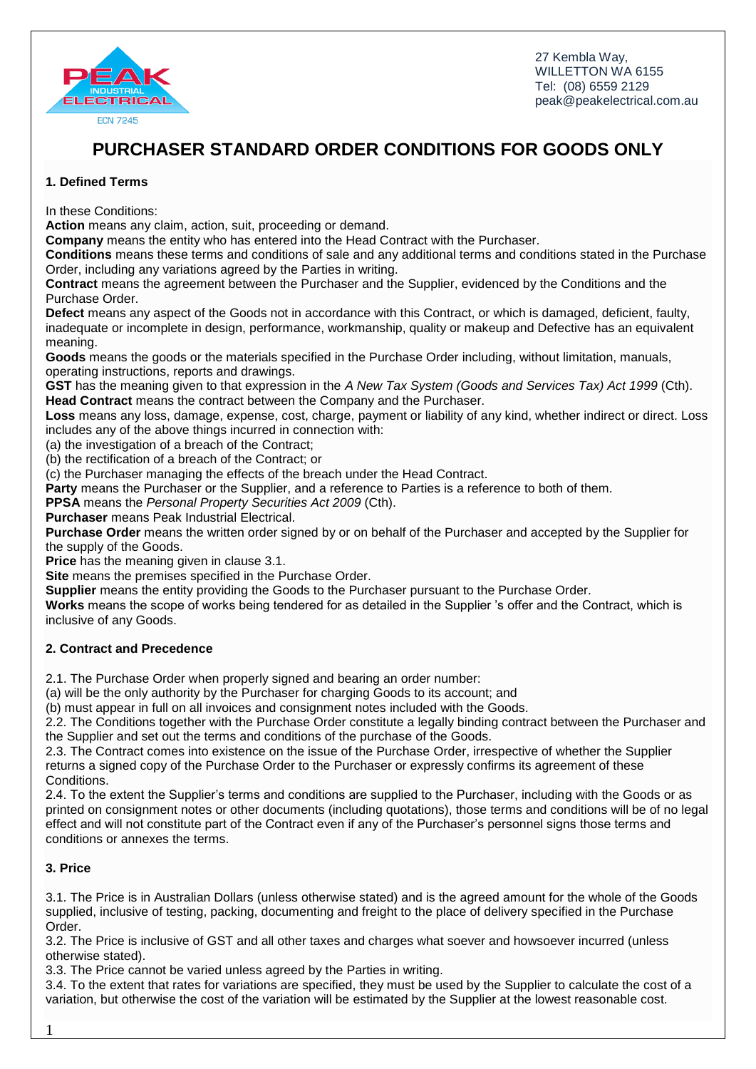27 Kembla Way,
WILLETTON WA 6155
Tel: (08) 6559 2129
peak@peakelectrical.com.au

# PURCHASER STANDARD ORDER CONDITIONS FOR GOODS ONLY

### 1. Defined Terms

In these Conditions:

**Action** means any claim, action, suit, proceeding or demand.

**Company** means the entity who has entered into the Head Contract with the Purchaser.

**Conditions** means these terms and conditions of sale and any additional terms and conditions stated in the Purchase Order, including any variations agreed by the Parties in writing.

**Contract** means the agreement between the Purchaser and the Supplier, evidenced by the Conditions and the Purchase Order.

**Defect** means any aspect of the Goods not in accordance with this Contract, or which is damaged, deficient, faulty, inadequate or incomplete in design, performance, workmanship, quality or makeup and Defective has an equivalent meaning.

**Goods** means the goods or the materials specified in the Purchase Order including, without limitation, manuals, operating instructions, reports and drawings.

**GST** has the meaning given to that expression in the *A New Tax System (Goods and Services Tax) Act 1999* (Cth).

**Head Contract** means the contract between the Company and the Purchaser.

**Loss** means any loss, damage, expense, cost, charge, payment or liability of any kind, whether indirect or direct. Loss includes any of the above things incurred in connection with:

(a) the investigation of a breach of the Contract;
(b) the rectification of a breach of the Contract; or
(c) the Purchaser managing the effects of the breach under the Head Contract.

**Party** means the Purchaser or the Supplier, and a reference to Parties is a reference to both of them.

**PPSA** means the *Personal Property Securities Act 2009* (Cth).

**Purchaser** means Peak Industrial Electrical.

**Purchase Order** means the written order signed by or on behalf of the Purchaser and accepted by the Supplier for the supply of the Goods.

**Price** has the meaning given in clause 3.1.

**Site** means the premises specified in the Purchase Order.

**Supplier** means the entity providing the Goods to the Purchaser pursuant to the Purchase Order.

**Works** means the scope of works being tendered for as detailed in the Supplier 's offer and the Contract, which is inclusive of any Goods.

### 2. Contract and Precedence

2.1. The Purchase Order when properly signed and bearing an order number:

(a) will be the only authority by the Purchaser for charging Goods to its account; and
(b) must appear in full on all invoices and consignment notes included with the Goods.

2.2. The Conditions together with the Purchase Order constitute a legally binding contract between the Purchaser and the Supplier and set out the terms and conditions of the purchase of the Goods.

2.3. The Contract comes into existence on the issue of the Purchase Order, irrespective of whether the Supplier returns a signed copy of the Purchase Order to the Purchaser or expressly confirms its agreement of these Conditions.

2.4. To the extent the Supplier's terms and conditions are supplied to the Purchaser, including with the Goods or as printed on consignment notes or other documents (including quotations), those terms and conditions will be of no legal effect and will not constitute part of the Contract even if any of the Purchaser's personnel signs those terms and conditions or annexes the terms.

### 3. Price

3.1. The Price is in Australian Dollars (unless otherwise stated) and is the agreed amount for the whole of the Goods supplied, inclusive of testing, packing, documenting and freight to the place of delivery specified in the Purchase Order.

3.2. The Price is inclusive of GST and all other taxes and charges what soever and howsoever incurred (unless otherwise stated).

3.3. The Price cannot be varied unless agreed by the Parties in writing.

3.4. To the extent that rates for variations are specified, they must be used by the Supplier to calculate the cost of a variation, but otherwise the cost of the variation will be estimated by the Supplier at the lowest reasonable cost.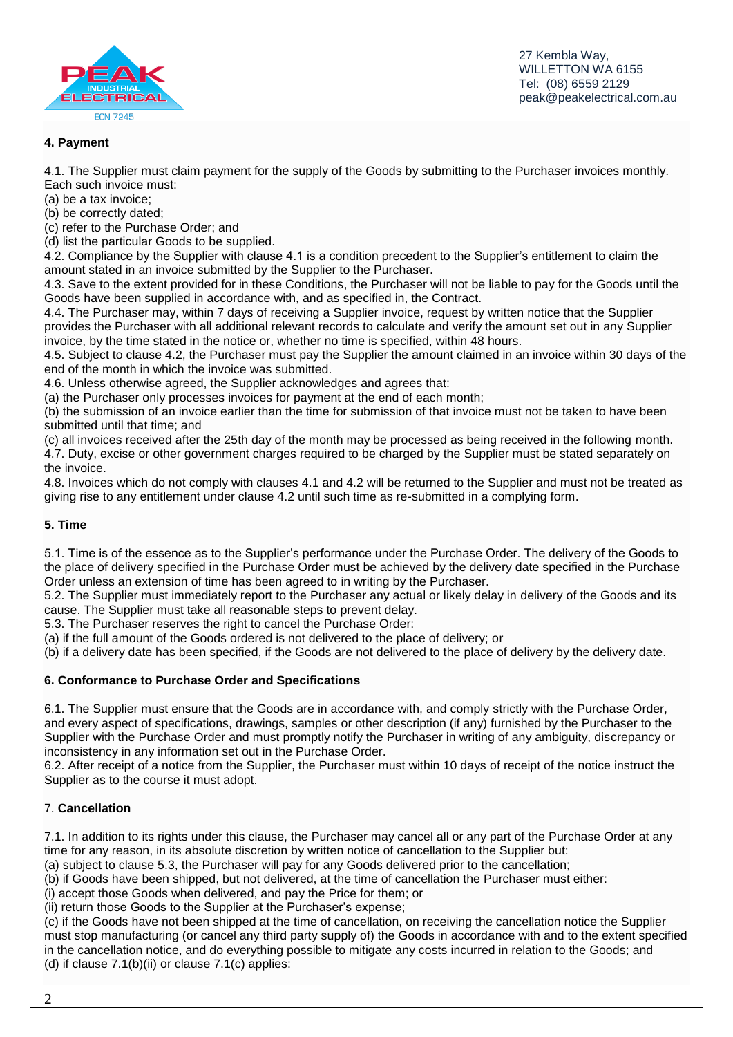## 4. Payment

4.1. The Supplier must claim payment for the supply of the Goods by submitting to the Purchaser invoices monthly. Each such invoice must:
(a) be a tax invoice;
(b) be correctly dated;
(c) refer to the Purchase Order; and
(d) list the particular Goods to be supplied.
4.2. Compliance by the Supplier with clause 4.1 is a condition precedent to the Supplier's entitlement to claim the amount stated in an invoice submitted by the Supplier to the Purchaser.
4.3. Save to the extent provided for in these Conditions, the Purchaser will not be liable to pay for the Goods until the Goods have been supplied in accordance with, and as specified in, the Contract.
4.4. The Purchaser may, within 7 days of receiving a Supplier invoice, request by written notice that the Supplier provides the Purchaser with all additional relevant records to calculate and verify the amount set out in any Supplier invoice, by the time stated in the notice or, whether no time is specified, within 48 hours.
4.5. Subject to clause 4.2, the Purchaser must pay the Supplier the amount claimed in an invoice within 30 days of the end of the month in which the invoice was submitted.
4.6. Unless otherwise agreed, the Supplier acknowledges and agrees that:
(a) the Purchaser only processes invoices for payment at the end of each month;
(b) the submission of an invoice earlier than the time for submission of that invoice must not be taken to have been submitted until that time; and
(c) all invoices received after the 25th day of the month may be processed as being received in the following month.
4.7. Duty, excise or other government charges required to be charged by the Supplier must be stated separately on the invoice.
4.8. Invoices which do not comply with clauses 4.1 and 4.2 will be returned to the Supplier and must not be treated as giving rise to any entitlement under clause 4.2 until such time as re-submitted in a complying form.

## 5. Time

5.1. Time is of the essence as to the Supplier's performance under the Purchase Order. The delivery of the Goods to the place of delivery specified in the Purchase Order must be achieved by the delivery date specified in the Purchase Order unless an extension of time has been agreed to in writing by the Purchaser.
5.2. The Supplier must immediately report to the Purchaser any actual or likely delay in delivery of the Goods and its cause. The Supplier must take all reasonable steps to prevent delay.
5.3. The Purchaser reserves the right to cancel the Purchase Order:
(a) if the full amount of the Goods ordered is not delivered to the place of delivery; or
(b) if a delivery date has been specified, if the Goods are not delivered to the place of delivery by the delivery date.

## 6. Conformance to Purchase Order and Specifications

6.1. The Supplier must ensure that the Goods are in accordance with, and comply strictly with the Purchase Order, and every aspect of specifications, drawings, samples or other description (if any) furnished by the Purchaser to the Supplier with the Purchase Order and must promptly notify the Purchaser in writing of any ambiguity, discrepancy or inconsistency in any information set out in the Purchase Order.
6.2. After receipt of a notice from the Supplier, the Purchaser must within 10 days of receipt of the notice instruct the Supplier as to the course it must adopt.

## 7. Cancellation

7.1. In addition to its rights under this clause, the Purchaser may cancel all or any part of the Purchase Order at any time for any reason, in its absolute discretion by written notice of cancellation to the Supplier but:
(a) subject to clause 5.3, the Purchaser will pay for any Goods delivered prior to the cancellation;
(b) if Goods have been shipped, but not delivered, at the time of cancellation the Purchaser must either:
(i) accept those Goods when delivered, and pay the Price for them; or
(ii) return those Goods to the Supplier at the Purchaser's expense;
(c) if the Goods have not been shipped at the time of cancellation, on receiving the cancellation notice the Supplier must stop manufacturing (or cancel any third party supply of) the Goods in accordance with and to the extent specified in the cancellation notice, and do everything possible to mitigate any costs incurred in relation to the Goods; and
(d) if clause 7.1(b)(ii) or clause 7.1(c) applies: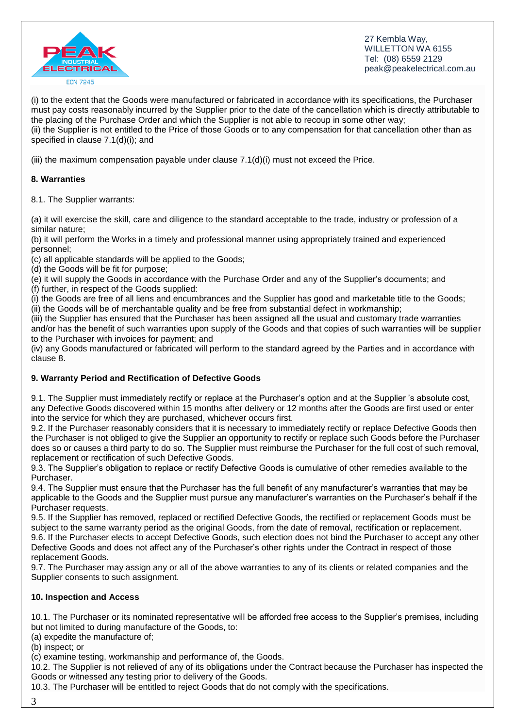(i) to the extent that the Goods were manufactured or fabricated in accordance with its specifications, the Purchaser must pay costs reasonably incurred by the Supplier prior to the date of the cancellation which is directly attributable to the placing of the Purchase Order and which the Supplier is not able to recoup in some other way;
(ii) the Supplier is not entitled to the Price of those Goods or to any compensation for that cancellation other than as specified in clause 7.1(d)(i); and

(iii) the maximum compensation payable under clause 7.1(d)(i) must not exceed the Price.

**8. Warranties**

8.1. The Supplier warrants:

(a) it will exercise the skill, care and diligence to the standard acceptable to the trade, industry or profession of a similar nature;
(b) it will perform the Works in a timely and professional manner using appropriately trained and experienced personnel;
(c) all applicable standards will be applied to the Goods;
(d) the Goods will be fit for purpose;
(e) it will supply the Goods in accordance with the Purchase Order and any of the Supplier's documents; and
(f) further, in respect of the Goods supplied:
(i) the Goods are free of all liens and encumbrances and the Supplier has good and marketable title to the Goods;
(ii) the Goods will be of merchantable quality and be free from substantial defect in workmanship;
(iii) the Supplier has ensured that the Purchaser has been assigned all the usual and customary trade warranties and/or has the benefit of such warranties upon supply of the Goods and that copies of such warranties will be supplier to the Purchaser with invoices for payment; and
(iv) any Goods manufactured or fabricated will perform to the standard agreed by the Parties and in accordance with clause 8.

**9. Warranty Period and Rectification of Defective Goods**

9.1. The Supplier must immediately rectify or replace at the Purchaser's option and at the Supplier 's absolute cost, any Defective Goods discovered within 15 months after delivery or 12 months after the Goods are first used or enter into the service for which they are purchased, whichever occurs first.
9.2. If the Purchaser reasonably considers that it is necessary to immediately rectify or replace Defective Goods then the Purchaser is not obliged to give the Supplier an opportunity to rectify or replace such Goods before the Purchaser does so or causes a third party to do so. The Supplier must reimburse the Purchaser for the full cost of such removal, replacement or rectification of such Defective Goods.
9.3. The Supplier's obligation to replace or rectify Defective Goods is cumulative of other remedies available to the Purchaser.
9.4. The Supplier must ensure that the Purchaser has the full benefit of any manufacturer's warranties that may be applicable to the Goods and the Supplier must pursue any manufacturer's warranties on the Purchaser's behalf if the Purchaser requests.
9.5. If the Supplier has removed, replaced or rectified Defective Goods, the rectified or replacement Goods must be subject to the same warranty period as the original Goods, from the date of removal, rectification or replacement.
9.6. If the Purchaser elects to accept Defective Goods, such election does not bind the Purchaser to accept any other Defective Goods and does not affect any of the Purchaser's other rights under the Contract in respect of those replacement Goods.
9.7. The Purchaser may assign any or all of the above warranties to any of its clients or related companies and the Supplier consents to such assignment.

**10. Inspection and Access**

10.1. The Purchaser or its nominated representative will be afforded free access to the Supplier's premises, including but not limited to during manufacture of the Goods, to:
(a) expedite the manufacture of;
(b) inspect; or
(c) examine testing, workmanship and performance of, the Goods.
10.2. The Supplier is not relieved of any of its obligations under the Contract because the Purchaser has inspected the Goods or witnessed any testing prior to delivery of the Goods.
10.3. The Purchaser will be entitled to reject Goods that do not comply with the specifications.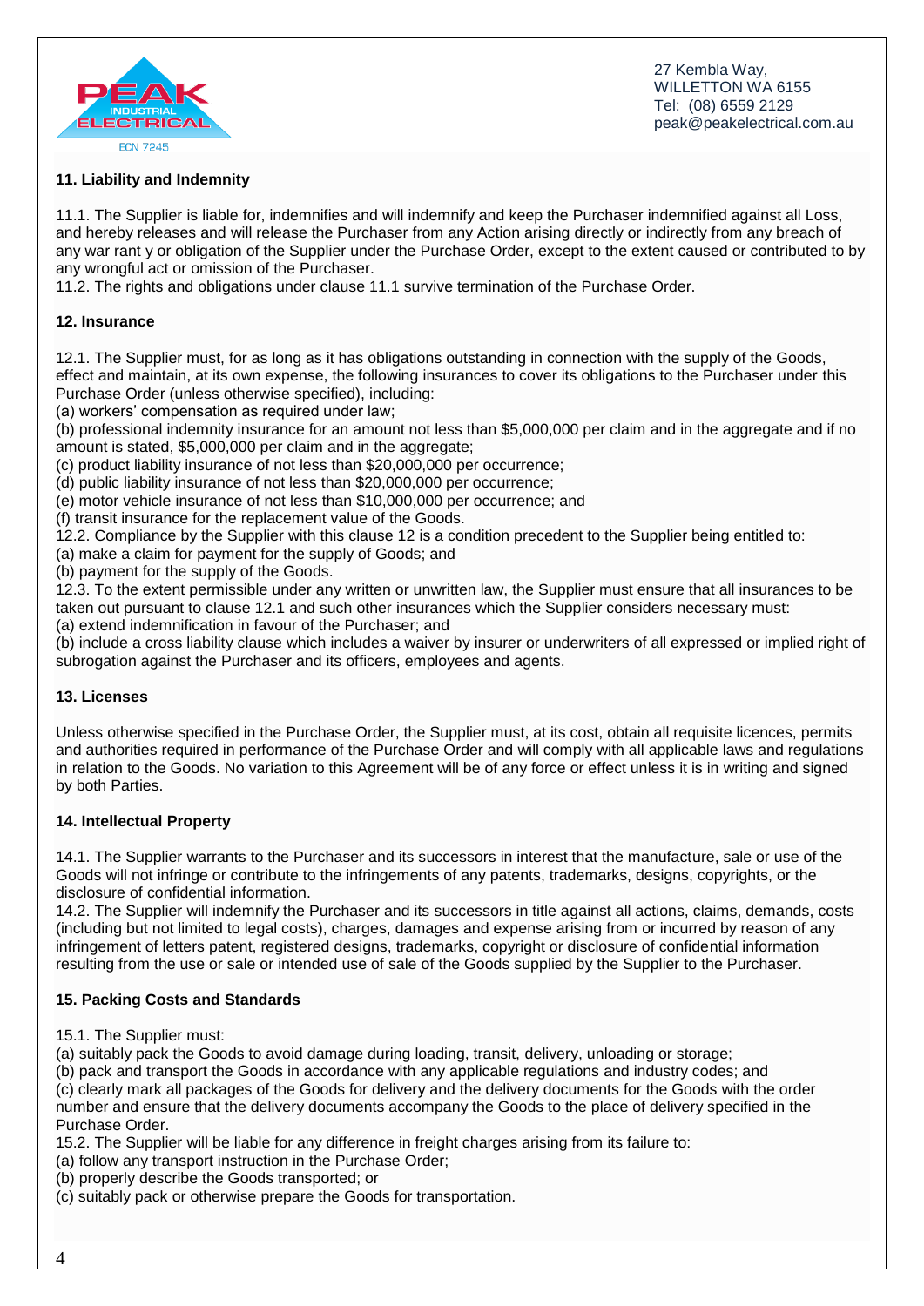## 11. Liability and Indemnity

11.1. The Supplier is liable for, indemnifies and will indemnify and keep the Purchaser indemnified against all Loss, and hereby releases and will release the Purchaser from any Action arising directly or indirectly from any breach of any war rant y or obligation of the Supplier under the Purchase Order, except to the extent caused or contributed to by any wrongful act or omission of the Purchaser.
11.2. The rights and obligations under clause 11.1 survive termination of the Purchase Order.

## 12. Insurance

12.1. The Supplier must, for as long as it has obligations outstanding in connection with the supply of the Goods, effect and maintain, at its own expense, the following insurances to cover its obligations to the Purchaser under this Purchase Order (unless otherwise specified), including:
(a) workers' compensation as required under law;
(b) professional indemnity insurance for an amount not less than $5,000,000 per claim and in the aggregate and if no amount is stated, $5,000,000 per claim and in the aggregate;
(c) product liability insurance of not less than $20,000,000 per occurrence;
(d) public liability insurance of not less than $20,000,000 per occurrence;
(e) motor vehicle insurance of not less than $10,000,000 per occurrence; and
(f) transit insurance for the replacement value of the Goods.
12.2. Compliance by the Supplier with this clause 12 is a condition precedent to the Supplier being entitled to:
(a) make a claim for payment for the supply of Goods; and
(b) payment for the supply of the Goods.
12.3. To the extent permissible under any written or unwritten law, the Supplier must ensure that all insurances to be taken out pursuant to clause 12.1 and such other insurances which the Supplier considers necessary must:
(a) extend indemnification in favour of the Purchaser; and
(b) include a cross liability clause which includes a waiver by insurer or underwriters of all expressed or implied right of subrogation against the Purchaser and its officers, employees and agents.

## 13. Licenses

Unless otherwise specified in the Purchase Order, the Supplier must, at its cost, obtain all requisite licences, permits and authorities required in performance of the Purchase Order and will comply with all applicable laws and regulations in relation to the Goods. No variation to this Agreement will be of any force or effect unless it is in writing and signed by both Parties.

## 14. Intellectual Property

14.1. The Supplier warrants to the Purchaser and its successors in interest that the manufacture, sale or use of the Goods will not infringe or contribute to the infringements of any patents, trademarks, designs, copyrights, or the disclosure of confidential information.
14.2. The Supplier will indemnify the Purchaser and its successors in title against all actions, claims, demands, costs (including but not limited to legal costs), charges, damages and expense arising from or incurred by reason of any infringement of letters patent, registered designs, trademarks, copyright or disclosure of confidential information resulting from the use or sale or intended use of sale of the Goods supplied by the Supplier to the Purchaser.

## 15. Packing Costs and Standards

15.1. The Supplier must:
(a) suitably pack the Goods to avoid damage during loading, transit, delivery, unloading or storage;
(b) pack and transport the Goods in accordance with any applicable regulations and industry codes; and
(c) clearly mark all packages of the Goods for delivery and the delivery documents for the Goods with the order number and ensure that the delivery documents accompany the Goods to the place of delivery specified in the Purchase Order.
15.2. The Supplier will be liable for any difference in freight charges arising from its failure to:
(a) follow any transport instruction in the Purchase Order;
(b) properly describe the Goods transported; or
(c) suitably pack or otherwise prepare the Goods for transportation.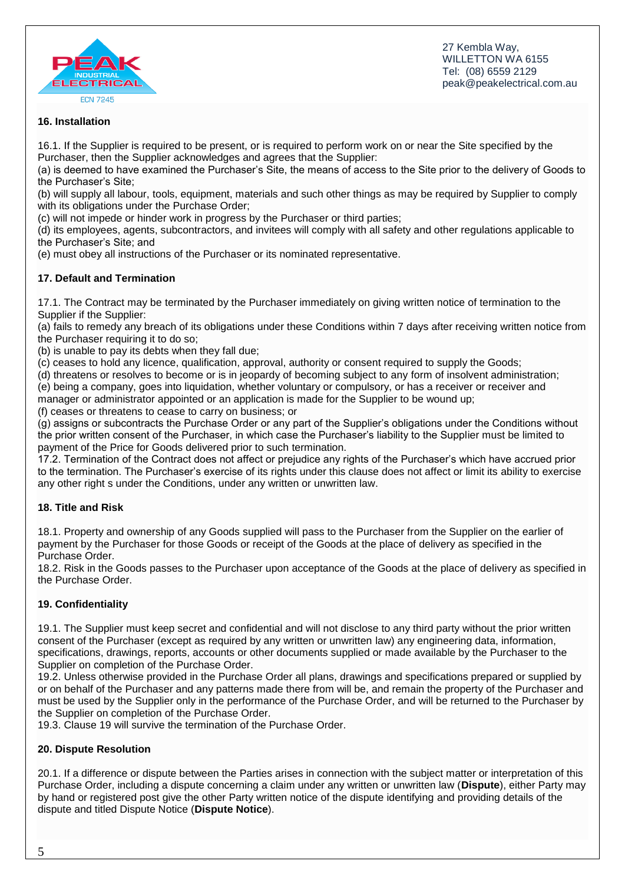## 16. Installation

16.1. If the Supplier is required to be present, or is required to perform work on or near the Site specified by the Purchaser, then the Supplier acknowledges and agrees that the Supplier:

(a) is deemed to have examined the Purchaser's Site, the means of access to the Site prior to the delivery of Goods to the Purchaser's Site;

(b) will supply all labour, tools, equipment, materials and such other things as may be required by Supplier to comply with its obligations under the Purchase Order;

(c) will not impede or hinder work in progress by the Purchaser or third parties;

(d) its employees, agents, subcontractors, and invitees will comply with all safety and other regulations applicable to the Purchaser's Site; and

(e) must obey all instructions of the Purchaser or its nominated representative.

## 17. Default and Termination

17.1. The Contract may be terminated by the Purchaser immediately on giving written notice of termination to the Supplier if the Supplier:

(a) fails to remedy any breach of its obligations under these Conditions within 7 days after receiving written notice from the Purchaser requiring it to do so;

(b) is unable to pay its debts when they fall due;

(c) ceases to hold any licence, qualification, approval, authority or consent required to supply the Goods;

(d) threatens or resolves to become or is in jeopardy of becoming subject to any form of insolvent administration;

(e) being a company, goes into liquidation, whether voluntary or compulsory, or has a receiver or receiver and manager or administrator appointed or an application is made for the Supplier to be wound up;

(f) ceases or threatens to cease to carry on business; or

(g) assigns or subcontracts the Purchase Order or any part of the Supplier's obligations under the Conditions without the prior written consent of the Purchaser, in which case the Purchaser's liability to the Supplier must be limited to payment of the Price for Goods delivered prior to such termination.

17.2. Termination of the Contract does not affect or prejudice any rights of the Purchaser's which have accrued prior to the termination. The Purchaser's exercise of its rights under this clause does not affect or limit its ability to exercise any other right s under the Conditions, under any written or unwritten law.

## 18. Title and Risk

18.1. Property and ownership of any Goods supplied will pass to the Purchaser from the Supplier on the earlier of payment by the Purchaser for those Goods or receipt of the Goods at the place of delivery as specified in the Purchase Order.

18.2. Risk in the Goods passes to the Purchaser upon acceptance of the Goods at the place of delivery as specified in the Purchase Order.

## 19. Confidentiality

19.1. The Supplier must keep secret and confidential and will not disclose to any third party without the prior written consent of the Purchaser (except as required by any written or unwritten law) any engineering data, information, specifications, drawings, reports, accounts or other documents supplied or made available by the Purchaser to the Supplier on completion of the Purchase Order.

19.2. Unless otherwise provided in the Purchase Order all plans, drawings and specifications prepared or supplied by or on behalf of the Purchaser and any patterns made there from will be, and remain the property of the Purchaser and must be used by the Supplier only in the performance of the Purchase Order, and will be returned to the Purchaser by the Supplier on completion of the Purchase Order.

19.3. Clause 19 will survive the termination of the Purchase Order.

## 20. Dispute Resolution

20.1. If a difference or dispute between the Parties arises in connection with the subject matter or interpretation of this Purchase Order, including a dispute concerning a claim under any written or unwritten law (**Dispute**), either Party may by hand or registered post give the other Party written notice of the dispute identifying and providing details of the dispute and titled Dispute Notice (**Dispute Notice**).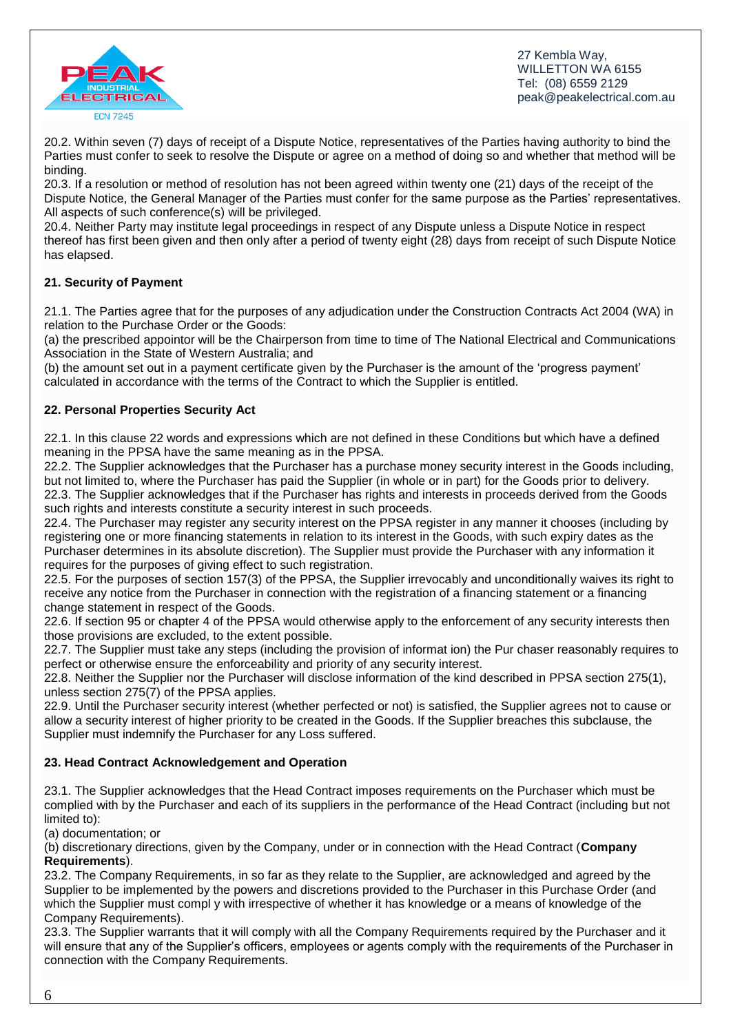20.2. Within seven (7) days of receipt of a Dispute Notice, representatives of the Parties having authority to bind the Parties must confer to seek to resolve the Dispute or agree on a method of doing so and whether that method will be binding.

20.3. If a resolution or method of resolution has not been agreed within twenty one (21) days of the receipt of the Dispute Notice, the General Manager of the Parties must confer for the same purpose as the Parties' representatives. All aspects of such conference(s) will be privileged.

20.4. Neither Party may institute legal proceedings in respect of any Dispute unless a Dispute Notice in respect thereof has first been given and then only after a period of twenty eight (28) days from receipt of such Dispute Notice has elapsed.

**21. Security of Payment**

21.1. The Parties agree that for the purposes of any adjudication under the Construction Contracts Act 2004 (WA) in relation to the Purchase Order or the Goods:

(a) the prescribed appointor will be the Chairperson from time to time of The National Electrical and Communications Association in the State of Western Australia; and

(b) the amount set out in a payment certificate given by the Purchaser is the amount of the 'progress payment' calculated in accordance with the terms of the Contract to which the Supplier is entitled.

**22. Personal Properties Security Act**

22.1. In this clause 22 words and expressions which are not defined in these Conditions but which have a defined meaning in the PPSA have the same meaning as in the PPSA.

22.2. The Supplier acknowledges that the Purchaser has a purchase money security interest in the Goods including, but not limited to, where the Purchaser has paid the Supplier (in whole or in part) for the Goods prior to delivery.

22.3. The Supplier acknowledges that if the Purchaser has rights and interests in proceeds derived from the Goods such rights and interests constitute a security interest in such proceeds.

22.4. The Purchaser may register any security interest on the PPSA register in any manner it chooses (including by registering one or more financing statements in relation to its interest in the Goods, with such expiry dates as the Purchaser determines in its absolute discretion). The Supplier must provide the Purchaser with any information it requires for the purposes of giving effect to such registration.

22.5. For the purposes of section 157(3) of the PPSA, the Supplier irrevocably and unconditionally waives its right to receive any notice from the Purchaser in connection with the registration of a financing statement or a financing change statement in respect of the Goods.

22.6. If section 95 or chapter 4 of the PPSA would otherwise apply to the enforcement of any security interests then those provisions are excluded, to the extent possible.

22.7. The Supplier must take any steps (including the provision of informat ion) the Pur chaser reasonably requires to perfect or otherwise ensure the enforceability and priority of any security interest.

22.8. Neither the Supplier nor the Purchaser will disclose information of the kind described in PPSA section 275(1), unless section 275(7) of the PPSA applies.

22.9. Until the Purchaser security interest (whether perfected or not) is satisfied, the Supplier agrees not to cause or allow a security interest of higher priority to be created in the Goods. If the Supplier breaches this subclause, the Supplier must indemnify the Purchaser for any Loss suffered.

**23. Head Contract Acknowledgement and Operation**

23.1. The Supplier acknowledges that the Head Contract imposes requirements on the Purchaser which must be complied with by the Purchaser and each of its suppliers in the performance of the Head Contract (including but not limited to):

(a) documentation; or

(b) discretionary directions, given by the Company, under or in connection with the Head Contract (**Company Requirements**).

23.2. The Company Requirements, in so far as they relate to the Supplier, are acknowledged and agreed by the Supplier to be implemented by the powers and discretions provided to the Purchaser in this Purchase Order (and which the Supplier must compl y with irrespective of whether it has knowledge or a means of knowledge of the Company Requirements).

23.3. The Supplier warrants that it will comply with all the Company Requirements required by the Purchaser and it will ensure that any of the Supplier's officers, employees or agents comply with the requirements of the Purchaser in connection with the Company Requirements.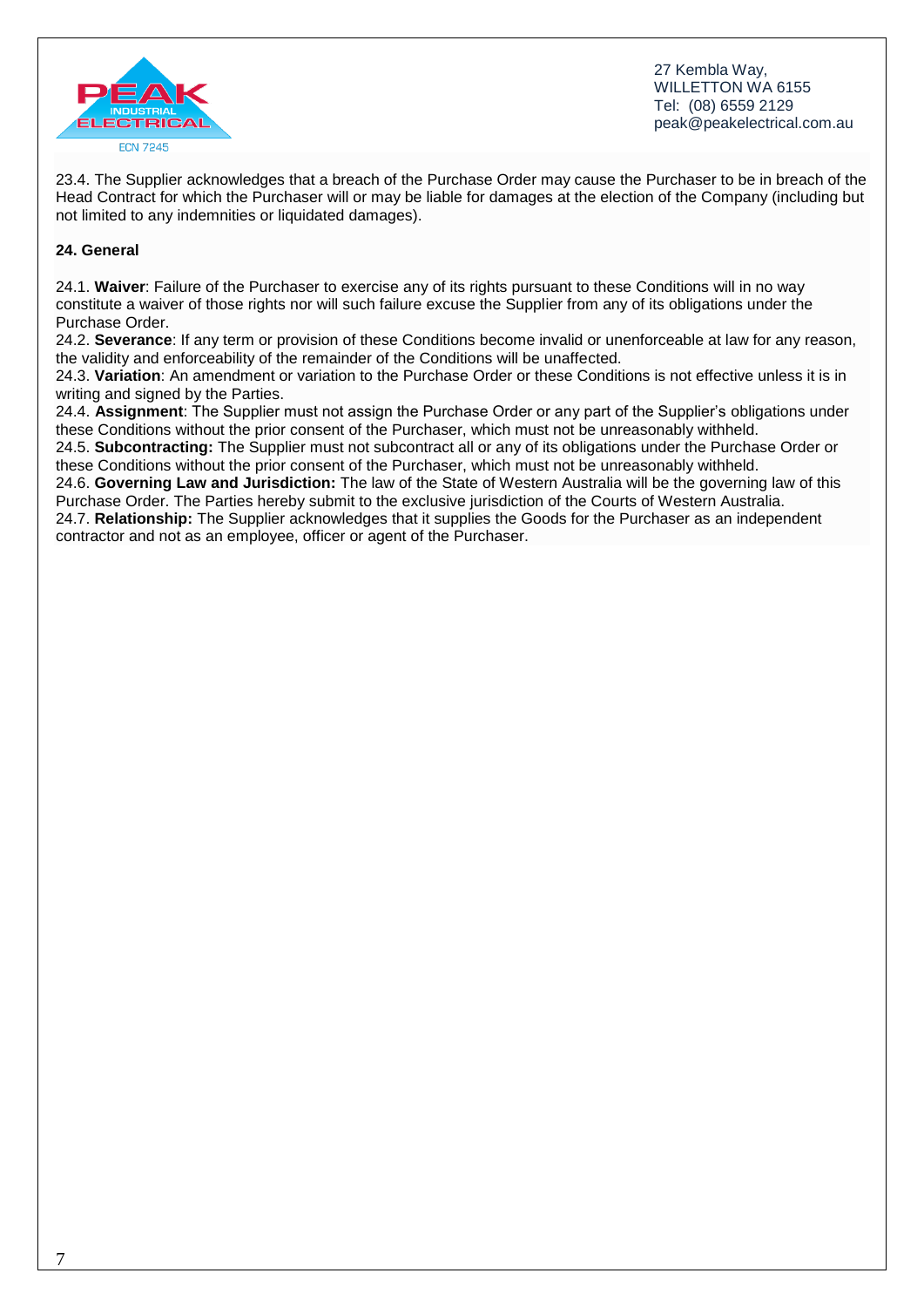23.4. The Supplier acknowledges that a breach of the Purchase Order may cause the Purchaser to be in breach of the Head Contract for which the Purchaser will or may be liable for damages at the election of the Company (including but not limited to any indemnities or liquidated damages).

**24. General**

24.1. **Waiver**: Failure of the Purchaser to exercise any of its rights pursuant to these Conditions will in no way constitute a waiver of those rights nor will such failure excuse the Supplier from any of its obligations under the Purchase Order.
24.2. **Severance**: If any term or provision of these Conditions become invalid or unenforceable at law for any reason, the validity and enforceability of the remainder of the Conditions will be unaffected.
24.3. **Variation**: An amendment or variation to the Purchase Order or these Conditions is not effective unless it is in writing and signed by the Parties.
24.4. **Assignment**: The Supplier must not assign the Purchase Order or any part of the Supplier's obligations under these Conditions without the prior consent of the Purchaser, which must not be unreasonably withheld.
24.5. **Subcontracting:** The Supplier must not subcontract all or any of its obligations under the Purchase Order or these Conditions without the prior consent of the Purchaser, which must not be unreasonably withheld.
24.6. **Governing Law and Jurisdiction:** The law of the State of Western Australia will be the governing law of this Purchase Order. The Parties hereby submit to the exclusive jurisdiction of the Courts of Western Australia.
24.7. **Relationship:** The Supplier acknowledges that it supplies the Goods for the Purchaser as an independent contractor and not as an employee, officer or agent of the Purchaser.